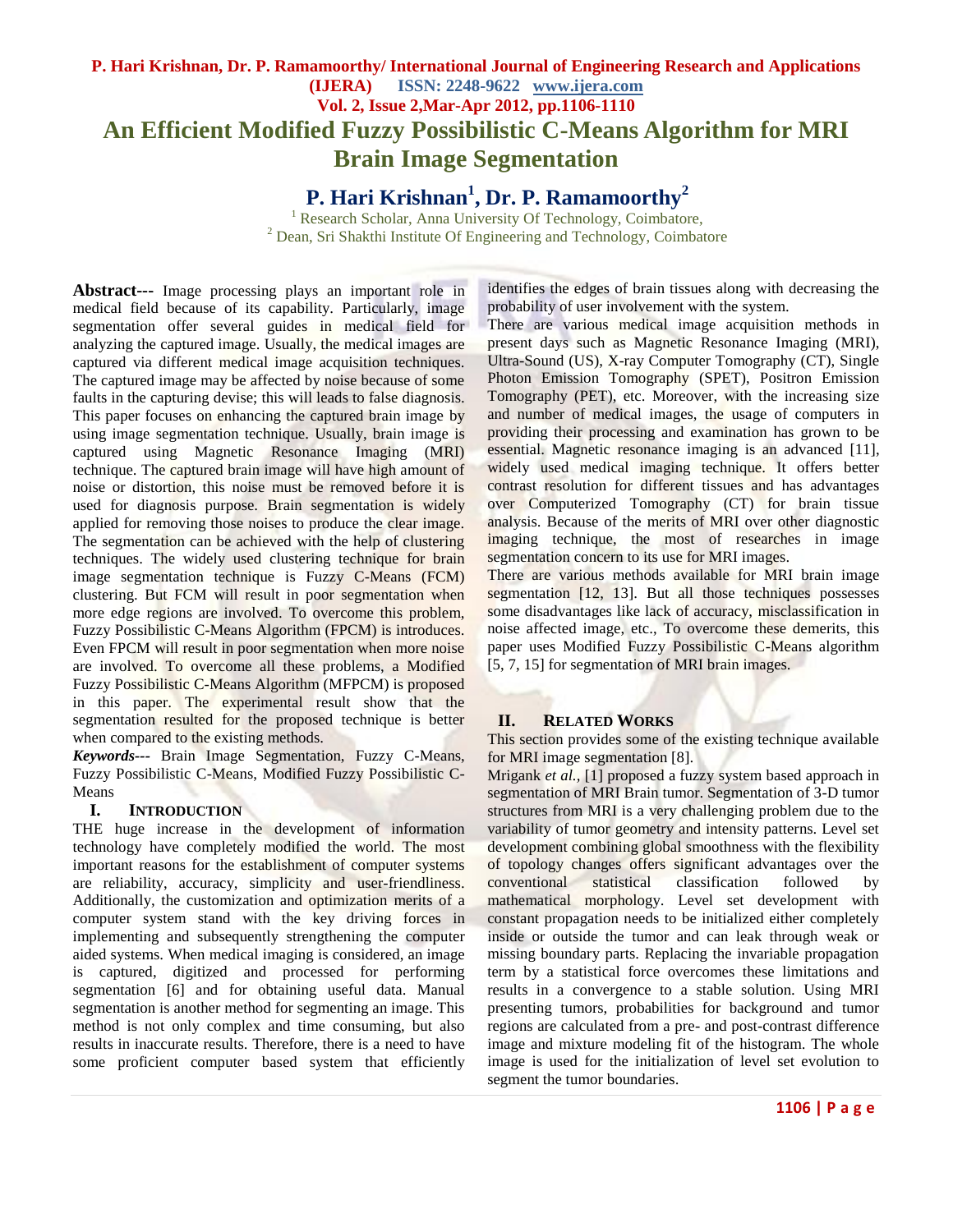# An Efficient Modified Fuzzy Possibilistic C-Means Algorithm for MRI Brain Image Segmentation

**P. Hari Krishnan[1], Dr. P. Ramamoorthy[2]**

[1] Research Scholar, Anna University Of Technology, Coimbatore,
[2] Dean, Sri Shakthi Institute Of Engineering and Technology, Coimbatore

**Abstract---** Image processing plays an important role in medical field because of its capability. Particularly, image segmentation offer several guides in medical field for analyzing the captured image. Usually, the medical images are captured via different medical image acquisition techniques. The captured image may be affected by noise because of some faults in the capturing devise; this will leads to false diagnosis. This paper focuses on enhancing the captured brain image by using image segmentation technique. Usually, brain image is captured using Magnetic Resonance Imaging (MRI) technique. The captured brain image will have high amount of noise or distortion, this noise must be removed before it is used for diagnosis purpose. Brain segmentation is widely applied for removing those noises to produce the clear image. The segmentation can be achieved with the help of clustering techniques. The widely used clustering technique for brain image segmentation technique is Fuzzy C-Means (FCM) clustering. But FCM will result in poor segmentation when more edge regions are involved. To overcome this problem, Fuzzy Possibilistic C-Means Algorithm (FPCM) is introduces. Even FPCM will result in poor segmentation when more noise are involved. To overcome all these problems, a Modified Fuzzy Possibilistic C-Means Algorithm (MFPCM) is proposed in this paper. The experimental result show that the segmentation resulted for the proposed technique is better when compared to the existing methods.

***Keywords---*** Brain Image Segmentation, Fuzzy C-Means, Fuzzy Possibilistic C-Means, Modified Fuzzy Possibilistic C-Means

## I. Introduction

THE huge increase in the development of information technology have completely modified the world. The most important reasons for the establishment of computer systems are reliability, accuracy, simplicity and user-friendliness. Additionally, the customization and optimization merits of a computer system stand with the key driving forces in implementing and subsequently strengthening the computer aided systems. When medical imaging is considered, an image is captured, digitized and processed for performing segmentation [6] and for obtaining useful data. Manual segmentation is another method for segmenting an image. This method is not only complex and time consuming, but also results in inaccurate results. Therefore, there is a need to have some proficient computer based system that efficiently identifies the edges of brain tissues along with decreasing the probability of user involvement with the system.

There are various medical image acquisition methods in present days such as Magnetic Resonance Imaging (MRI), Ultra-Sound (US), X-ray Computer Tomography (CT), Single Photon Emission Tomography (SPET), Positron Emission Tomography (PET), etc. Moreover, with the increasing size and number of medical images, the usage of computers in providing their processing and examination has grown to be essential. Magnetic resonance imaging is an advanced [11], widely used medical imaging technique. It offers better contrast resolution for different tissues and has advantages over Computerized Tomography (CT) for brain tissue analysis. Because of the merits of MRI over other diagnostic imaging technique, the most of researches in image segmentation concern to its use for MRI images.

There are various methods available for MRI brain image segmentation [12, 13]. But all those techniques possesses some disadvantages like lack of accuracy, misclassification in noise affected image, etc., To overcome these demerits, this paper uses Modified Fuzzy Possibilistic C-Means algorithm [5, 7, 15] for segmentation of MRI brain images.

## II. Related Works

This section provides some of the existing technique available for MRI image segmentation [8].

Mrigank *et al.*, [1] proposed a fuzzy system based approach in segmentation of MRI Brain tumor. Segmentation of 3-D tumor structures from MRI is a very challenging problem due to the variability of tumor geometry and intensity patterns. Level set development combining global smoothness with the flexibility of topology changes offers significant advantages over the conventional statistical classification followed by mathematical morphology. Level set development with constant propagation needs to be initialized either completely inside or outside the tumor and can leak through weak or missing boundary parts. Replacing the invariable propagation term by a statistical force overcomes these limitations and results in a convergence to a stable solution. Using MRI presenting tumors, probabilities for background and tumor regions are calculated from a pre- and post-contrast difference image and mixture modeling fit of the histogram. The whole image is used for the initialization of level set evolution to segment the tumor boundaries.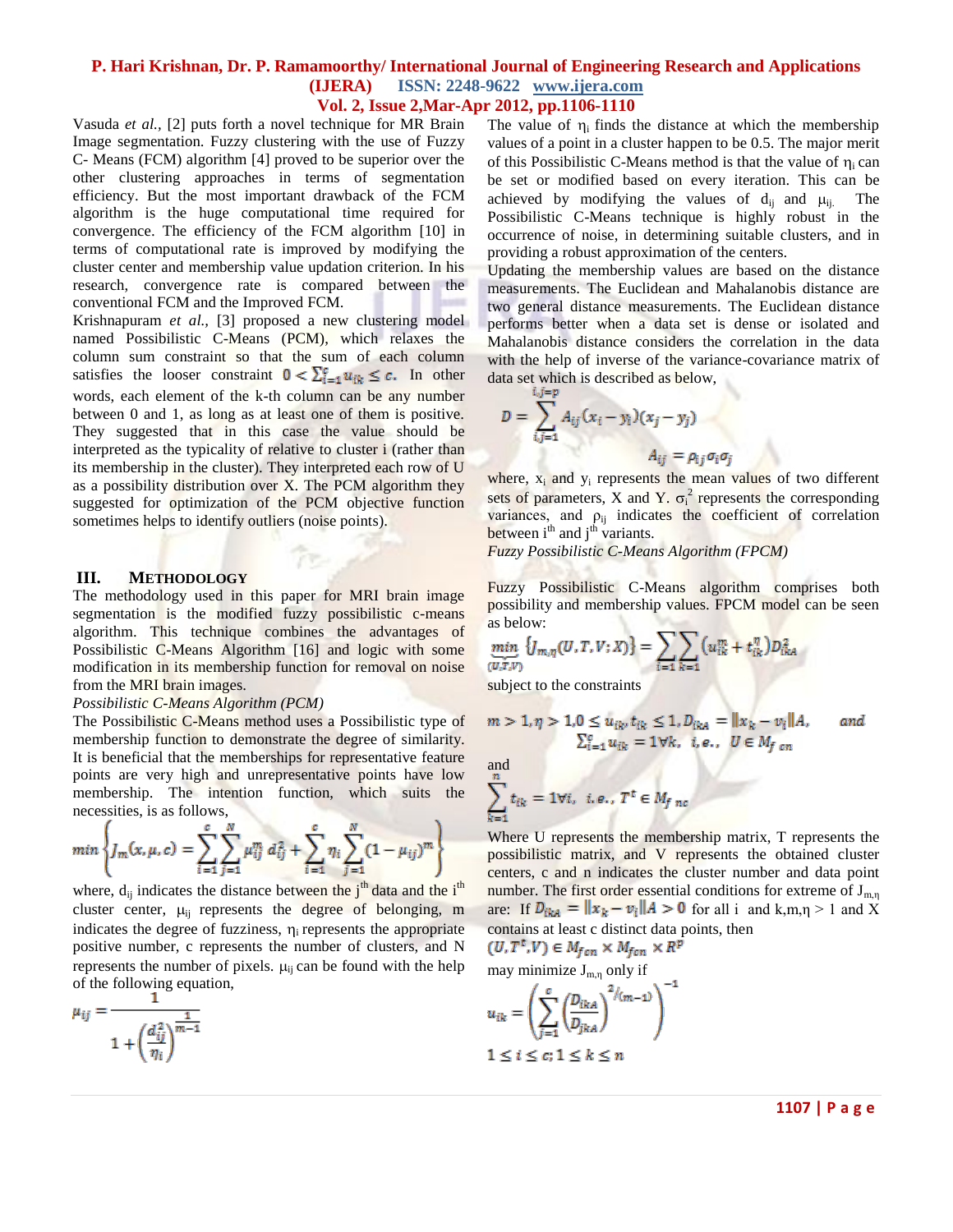Vasuda *et al.,* [2] puts forth a novel technique for MR Brain Image segmentation. Fuzzy clustering with the use of Fuzzy C- Means (FCM) algorithm [4] proved to be superior over the other clustering approaches in terms of segmentation efficiency. But the most important drawback of the FCM algorithm is the huge computational time required for convergence. The efficiency of the FCM algorithm [10] in terms of computational rate is improved by modifying the cluster center and membership value updation criterion. In his research, convergence rate is compared between the conventional FCM and the Improved FCM.

Krishnapuram *et al.,* [3] proposed a new clustering model named Possibilistic C-Means (PCM), which relaxes the column sum constraint so that the sum of each column satisfies the looser constraint $0 < \sum_{i=1}^{c} u_{ik} \leq c$. In other words, each element of the k-th column can be any number between 0 and 1, as long as at least one of them is positive. They suggested that in this case the value should be interpreted as the typicality of relative to cluster i (rather than its membership in the cluster). They interpreted each row of U as a possibility distribution over X. The PCM algorithm they suggested for optimization of the PCM objective function sometimes helps to identify outliers (noise points).

## III. Methodology

The methodology used in this paper for MRI brain image segmentation is the modified fuzzy possibilistic c-means algorithm. This technique combines the advantages of Possibilistic C-Means Algorithm [16] and logic with some modification in its membership function for removal on noise from the MRI brain images.

*Possibilistic C-Means Algorithm (PCM)*

The Possibilistic C-Means method uses a Possibilistic type of membership function to demonstrate the degree of similarity. It is beneficial that the memberships for representative feature points are very high and unrepresentative points have low membership. The intention function, which suits the necessities, is as follows,

$$\min \left\{ J_m(x, \mu, c) = \sum_{i=1}^{c} \sum_{j=1}^{N} \mu_{ij}^m \, d_{ij}^2 + \sum_{i=1}^{c} \eta_i \sum_{j=1}^{N} (1 - \mu_{ij})^m \right\}$$

where, $d_{ij}$ indicates the distance between the $j^{th}$ data and the $i^{th}$ cluster center, $\mu_{ij}$ represents the degree of belonging, m indicates the degree of fuzziness, $\eta_i$ represents the appropriate positive number, c represents the number of clusters, and N represents the number of pixels. $\mu_{ij}$ can be found with the help of the following equation,

$$\mu_{ij} = \frac{1}{1 + \left( \frac{d_{ij}^2}{\eta_i} \right)^{\frac{1}{m-1}}}$$

The value of $\eta_i$ finds the distance at which the membership values of a point in a cluster happen to be 0.5. The major merit of this Possibilistic C-Means method is that the value of $\eta_i$ can be set or modified based on every iteration. This can be achieved by modifying the values of $d_{ij}$ and $\mu_{ij}$. The Possibilistic C-Means technique is highly robust in the occurrence of noise, in determining suitable clusters, and in providing a robust approximation of the centers.

Updating the membership values are based on the distance measurements. The Euclidean and Mahalanobis distance are two general distance measurements. The Euclidean distance performs better when a data set is dense or isolated and Mahalanobis distance considers the correlation in the data with the help of inverse of the variance-covariance matrix of data set which is described as below,

$$D = \sum_{i,j=1}^{i,j=p} A_{ij}(x_i - y_i)(x_j - y_j)$$

$$A_{ij} = \rho_{ij} \sigma_i \sigma_j$$

where, $x_i$ and $y_i$ represents the mean values of two different sets of parameters, X and Y. $\sigma_i^2$ represents the corresponding variances, and $\rho_{ij}$ indicates the coefficient of correlation between $i^{th}$ and $j^{th}$ variants.

*Fuzzy Possibilistic C-Means Algorithm (FPCM)*

Fuzzy Possibilistic C-Means algorithm comprises both possibility and membership values. FPCM model can be seen as below:

$$\min_{(U,T,V)} \left\{ J_{m,\eta}(U, T, V; X) \right\} = \sum_{i=1} \sum_{k=1} \left( u_{ik}^m + t_{ik}^{\eta} \right) D_{ikA}^2$$

subject to the constraints

$$m > 1, \eta > 1, 0 \leq u_{ik}, t_{ik} \leq 1, D_{ikA} = \|x_k - v_i\| A, \quad and$$
$$\sum_{i=1}^{c} u_{ik} = 1 \forall k, \;\; i.e., \;\; U \in M_{f\,cn}$$

and

$$\sum_{k=1}^{n} t_{ik} = 1 \forall i, \;\; i.e., \;\; T^t \in M_{f\,nc}$$

Where U represents the membership matrix, T represents the possibilistic matrix, and V represents the obtained cluster centers, c and n indicates the cluster number and data point number. The first order essential conditions for extreme of $J_{m,\eta}$ are: If $D_{ikA} = \|x_k - v_i\| A > 0$ for all i and k,m,η > 1 and X contains at least c distinct data points, then

$$(U, T^t, V) \in M_{fcn} \times M_{fcn} \times R^p$$

may minimize $J_{m,\eta}$ only if

$$u_{ik} = \left( \sum_{j=1}^{c} \left( \frac{D_{ikA}}{D_{jkA}} \right)^{2/(m-1)} \right)^{-1}$$

$$1 \leq i \leq c; 1 \leq k \leq n$$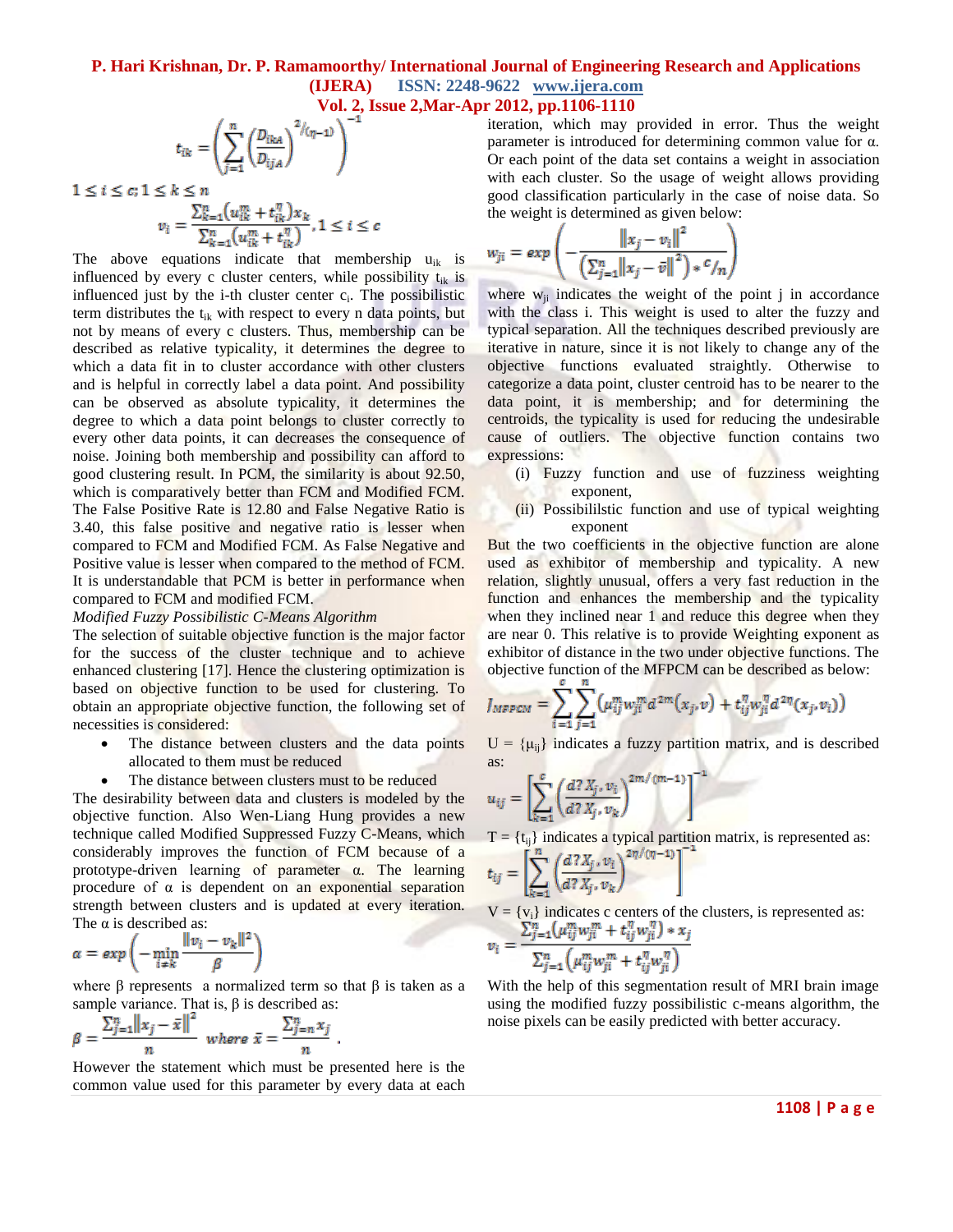$$t_{ik} = \left( \sum_{j=1}^{n} \left( \frac{D_{ikA}}{D_{ijA}} \right)^{2/(\eta-1)} \right)^{-1}$$

$1 \le i \le c; 1 \le k \le n$

$$v_i = \frac{\sum_{k=1}^{n} (u_{ik}^m + t_{ik}^\eta) x_k}{\sum_{k=1}^{n} (u_{ik}^m + t_{ik}^\eta)}, 1 \le i \le c$$

The above equations indicate that membership $u_{ik}$ is influenced by every c cluster centers, while possibility $t_{ik}$ is influenced just by the i-th cluster center $c_i$. The possibilistic term distributes the $t_{ik}$ with respect to every n data points, but not by means of every c clusters. Thus, membership can be described as relative typicality, it determines the degree to which a data fit in to cluster accordance with other clusters and is helpful in correctly label a data point. And possibility can be observed as absolute typicality, it determines the degree to which a data point belongs to cluster correctly to every other data points, it can decreases the consequence of noise. Joining both membership and possibility can afford to good clustering result. In PCM, the similarity is about 92.50, which is comparatively better than FCM and Modified FCM. The False Positive Rate is 12.80 and False Negative Ratio is 3.40, this false positive and negative ratio is lesser when compared to FCM and Modified FCM. As False Negative and Positive value is lesser when compared to the method of FCM. It is understandable that PCM is better in performance when compared to FCM and modified FCM.

*Modified Fuzzy Possibilistic C-Means Algorithm*

The selection of suitable objective function is the major factor for the success of the cluster technique and to achieve enhanced clustering [17]. Hence the clustering optimization is based on objective function to be used for clustering. To obtain an appropriate objective function, the following set of necessities is considered:

- The distance between clusters and the data points allocated to them must be reduced
- The distance between clusters must to be reduced

The desirability between data and clusters is modeled by the objective function. Also Wen-Liang Hung provides a new technique called Modified Suppressed Fuzzy C-Means, which considerably improves the function of FCM because of a prototype-driven learning of parameter α. The learning procedure of α is dependent on an exponential separation strength between clusters and is updated at every iteration. The α is described as:

$$\alpha = \exp\left( -\min_{i \ne k} \frac{\|v_i - v_k\|^2}{\beta} \right)$$

where β represents a normalized term so that β is taken as a sample variance. That is, β is described as:

$$\beta = \frac{\sum_{j=1}^{n} \|x_j - \bar{x}\|^2}{n} \quad where \ \bar{x} = \frac{\sum_{j=n}^{n} x_j}{n}.$$

However the statement which must be presented here is the common value used for this parameter by every data at each iteration, which may provided in error. Thus the weight parameter is introduced for determining common value for α. Or each point of the data set contains a weight in association with each cluster. So the usage of weight allows providing good classification particularly in the case of noise data. So the weight is determined as given below:

$$w_{ji} = \exp\left( - \frac{\|x_j - v_i\|^2}{\left(\sum_{j=1}^{n} \|x_j - \bar{v}\|^2\right) * c/n} \right)$$

where $w_{ji}$ indicates the weight of the point j in accordance with the class i. This weight is used to alter the fuzzy and typical separation. All the techniques described previously are iterative in nature, since it is not likely to change any of the objective functions evaluated straightly. Otherwise to categorize a data point, cluster centroid has to be nearer to the data point, it is membership; and for determining the centroids, the typicality is used for reducing the undesirable cause of outliers. The objective function contains two expressions:

(i) Fuzzy function and use of fuzziness weighting exponent,

(ii) Possibililstic function and use of typical weighting exponent

But the two coefficients in the objective function are alone used as exhibitor of membership and typicality. A new relation, slightly unusual, offers a very fast reduction in the function and enhances the membership and the typicality when they inclined near 1 and reduce this degree when they are near 0. This relative is to provide Weighting exponent as exhibitor of distance in the two under objective functions. The objective function of the MFPCM can be described as below:

$$J_{MFPCM} = \sum_{i=1}^{c} \sum_{j=1}^{n} \left( \mu_{ij}^m w_{ji}^m d^{2m}(x_j, v) + t_{ij}^\eta w_{ji}^\eta d^{2\eta}(x_j, v_i) \right)$$

$U = \{\mu_{ij}\}$ indicates a fuzzy partition matrix, and is described as:

$$u_{ij} = \left[ \sum_{k=1}^{c} \left( \frac{d?X_j, v_i}{d?X_j, v_k} \right)^{2m/(m-1)} \right]^{-1}$$

$T = \{t_{ij}\}$ indicates a typical partition matrix, is represented as:

$$t_{ij} = \left[ \sum_{k=1}^{n} \left( \frac{d?X_j, v_i}{d?X_j, v_k} \right)^{2\eta/(\eta-1)} \right]^{-1}$$

$V = \{v_i\}$ indicates c centers of the clusters, is represented as:

$$v_i = \frac{\sum_{j=1}^{n} (\mu_{ij}^m w_{ji}^m + t_{ij}^\eta w_{ji}^\eta) * x_j}{\sum_{j=1}^{n} \left( \mu_{ij}^m w_{ji}^m + t_{ij}^\eta w_{ji}^\eta \right)}$$

With the help of this segmentation result of MRI brain image using the modified fuzzy possibilistic c-means algorithm, the noise pixels can be easily predicted with better accuracy.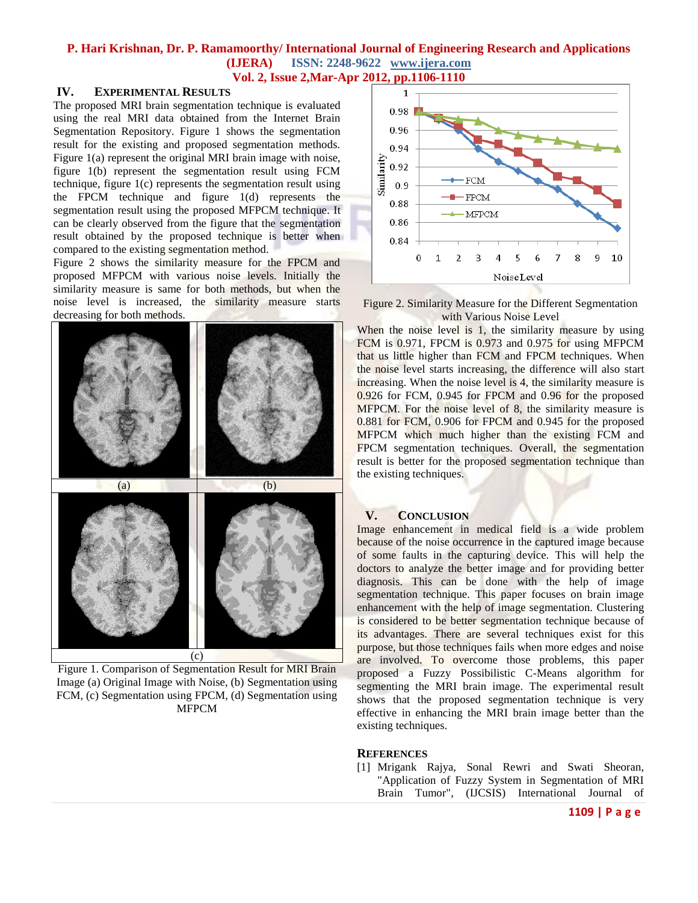## IV. EXPERIMENTAL RESULTS

The proposed MRI brain segmentation technique is evaluated using the real MRI data obtained from the Internet Brain Segmentation Repository. Figure 1 shows the segmentation result for the existing and proposed segmentation methods. Figure 1(a) represent the original MRI brain image with noise, figure 1(b) represent the segmentation result using FCM technique, figure 1(c) represents the segmentation result using the FPCM technique and figure 1(d) represents the segmentation result using the proposed MFPCM technique. It can be clearly observed from the figure that the segmentation result obtained by the proposed technique is better when compared to the existing segmentation method.

Figure 2 shows the similarity measure for the FPCM and proposed MFPCM with various noise levels. Initially the similarity measure is same for both methods, but when the noise level is increased, the similarity measure starts decreasing for both methods.

Figure 1. Comparison of Segmentation Result for MRI Brain Image (a) Original Image with Noise, (b) Segmentation using FCM, (c) Segmentation using FPCM, (d) Segmentation using MFPCM

Figure 2. Similarity Measure for the Different Segmentation with Various Noise Level

When the noise level is 1, the similarity measure by using FCM is 0.971, FPCM is 0.973 and 0.975 for using MFPCM that us little higher than FCM and FPCM techniques. When the noise level starts increasing, the difference will also start increasing. When the noise level is 4, the similarity measure is 0.926 for FCM, 0.945 for FPCM and 0.96 for the proposed MFPCM. For the noise level of 8, the similarity measure is 0.881 for FCM, 0.906 for FPCM and 0.945 for the proposed MFPCM which much higher than the existing FCM and FPCM segmentation techniques. Overall, the segmentation result is better for the proposed segmentation technique than the existing techniques.

## V. CONCLUSION

Image enhancement in medical field is a wide problem because of the noise occurrence in the captured image because of some faults in the capturing device. This will help the doctors to analyze the better image and for providing better diagnosis. This can be done with the help of image segmentation technique. This paper focuses on brain image enhancement with the help of image segmentation. Clustering is considered to be better segmentation technique because of its advantages. There are several techniques exist for this purpose, but those techniques fails when more edges and noise are involved. To overcome those problems, this paper proposed a Fuzzy Possibilistic C-Means algorithm for segmenting the MRI brain image. The experimental result shows that the proposed segmentation technique is very effective in enhancing the MRI brain image better than the existing techniques.

## REFERENCES

[1] Mrigank Rajya, Sonal Rewri and Swati Sheoran, "Application of Fuzzy System in Segmentation of MRI Brain Tumor", (IJCSIS) International Journal of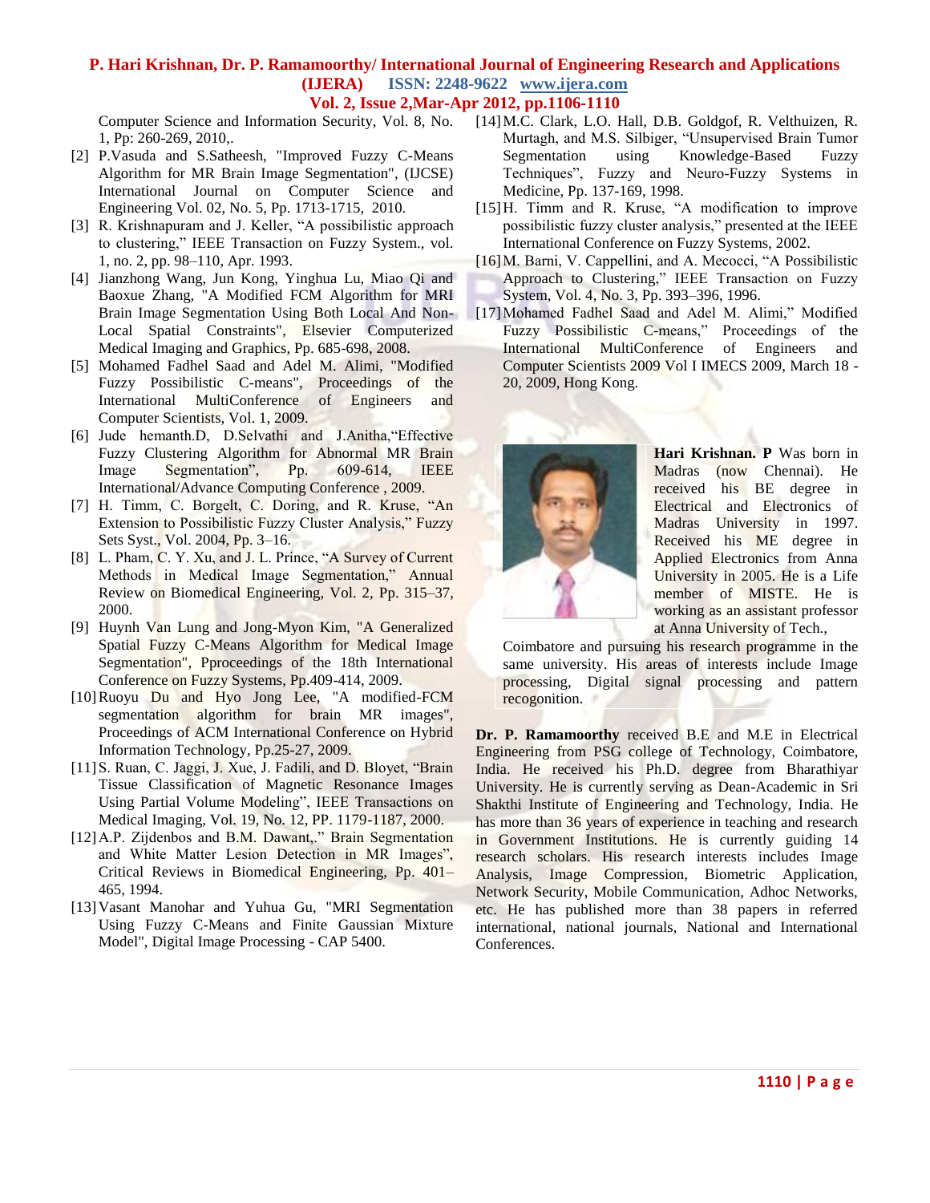Computer Science and Information Security, Vol. 8, No. 1, Pp: 260-269, 2010,.

[2] P.Vasuda and S.Satheesh, "Improved Fuzzy C-Means Algorithm for MR Brain Image Segmentation", (IJCSE) International Journal on Computer Science and Engineering Vol. 02, No. 5, Pp. 1713-1715, 2010.

[3] R. Krishnapuram and J. Keller, "A possibilistic approach to clustering," IEEE Transaction on Fuzzy System., vol. 1, no. 2, pp. 98–110, Apr. 1993.

[4] Jianzhong Wang, Jun Kong, Yinghua Lu, Miao Qi and Baoxue Zhang, "A Modified FCM Algorithm for MRI Brain Image Segmentation Using Both Local And Non-Local Spatial Constraints", Elsevier Computerized Medical Imaging and Graphics, Pp. 685-698, 2008.

[5] Mohamed Fadhel Saad and Adel M. Alimi, "Modified Fuzzy Possibilistic C-means", Proceedings of the International MultiConference of Engineers and Computer Scientists, Vol. 1, 2009.

[6] Jude hemanth.D, D.Selvathi and J.Anitha,"Effective Fuzzy Clustering Algorithm for Abnormal MR Brain Image Segmentation", Pp. 609-614, IEEE International/Advance Computing Conference , 2009.

[7] H. Timm, C. Borgelt, C. Doring, and R. Kruse, "An Extension to Possibilistic Fuzzy Cluster Analysis," Fuzzy Sets Syst., Vol. 2004, Pp. 3–16.

[8] L. Pham, C. Y. Xu, and J. L. Prince, "A Survey of Current Methods in Medical Image Segmentation," Annual Review on Biomedical Engineering, Vol. 2, Pp. 315–37, 2000.

[9] Huynh Van Lung and Jong-Myon Kim, "A Generalized Spatial Fuzzy C-Means Algorithm for Medical Image Segmentation", Pproceedings of the 18th International Conference on Fuzzy Systems, Pp.409-414, 2009.

[10] Ruoyu Du and Hyo Jong Lee, "A modified-FCM segmentation algorithm for brain MR images", Proceedings of ACM International Conference on Hybrid Information Technology, Pp.25-27, 2009.

[11] S. Ruan, C. Jaggi, J. Xue, J. Fadili, and D. Bloyet, "Brain Tissue Classification of Magnetic Resonance Images Using Partial Volume Modeling", IEEE Transactions on Medical Imaging, Vol. 19, No. 12, PP. 1179-1187, 2000.

[12] A.P. Zijdenbos and B.M. Dawant,." Brain Segmentation and White Matter Lesion Detection in MR Images", Critical Reviews in Biomedical Engineering, Pp. 401–465, 1994.

[13] Vasant Manohar and Yuhua Gu, "MRI Segmentation Using Fuzzy C-Means and Finite Gaussian Mixture Model", Digital Image Processing - CAP 5400.

[14] M.C. Clark, L.O. Hall, D.B. Goldgof, R. Velthuizen, R. Murtagh, and M.S. Silbiger, "Unsupervised Brain Tumor Segmentation using Knowledge-Based Fuzzy Techniques", Fuzzy and Neuro-Fuzzy Systems in Medicine, Pp. 137-169, 1998.

[15] H. Timm and R. Kruse, "A modification to improve possibilistic fuzzy cluster analysis," presented at the IEEE International Conference on Fuzzy Systems, 2002.

[16] M. Barni, V. Cappellini, and A. Mecocci, "A Possibilistic Approach to Clustering," IEEE Transaction on Fuzzy System, Vol. 4, No. 3, Pp. 393–396, 1996.

[17] Mohamed Fadhel Saad and Adel M. Alimi," Modified Fuzzy Possibilistic C-means," Proceedings of the International MultiConference of Engineers and Computer Scientists 2009 Vol I IMECS 2009, March 18 - 20, 2009, Hong Kong.

**Hari Krishnan. P** Was born in Madras (now Chennai). He received his BE degree in Electrical and Electronics of Madras University in 1997. Received his ME degree in Applied Electronics from Anna University in 2005. He is a Life member of MISTE. He is working as an assistant professor at Anna University of Tech., Coimbatore and pursuing his research programme in the same university. His areas of interests include Image processing, Digital signal processing and pattern recogonition.

**Dr. P. Ramamoorthy** received B.E and M.E in Electrical Engineering from PSG college of Technology, Coimbatore, India. He received his Ph.D. degree from Bharathiyar University. He is currently serving as Dean-Academic in Sri Shakthi Institute of Engineering and Technology, India. He has more than 36 years of experience in teaching and research in Government Institutions. He is currently guiding 14 research scholars. His research interests includes Image Analysis, Image Compression, Biometric Application, Network Security, Mobile Communication, Adhoc Networks, etc. He has published more than 38 papers in referred international, national journals, National and International Conferences.